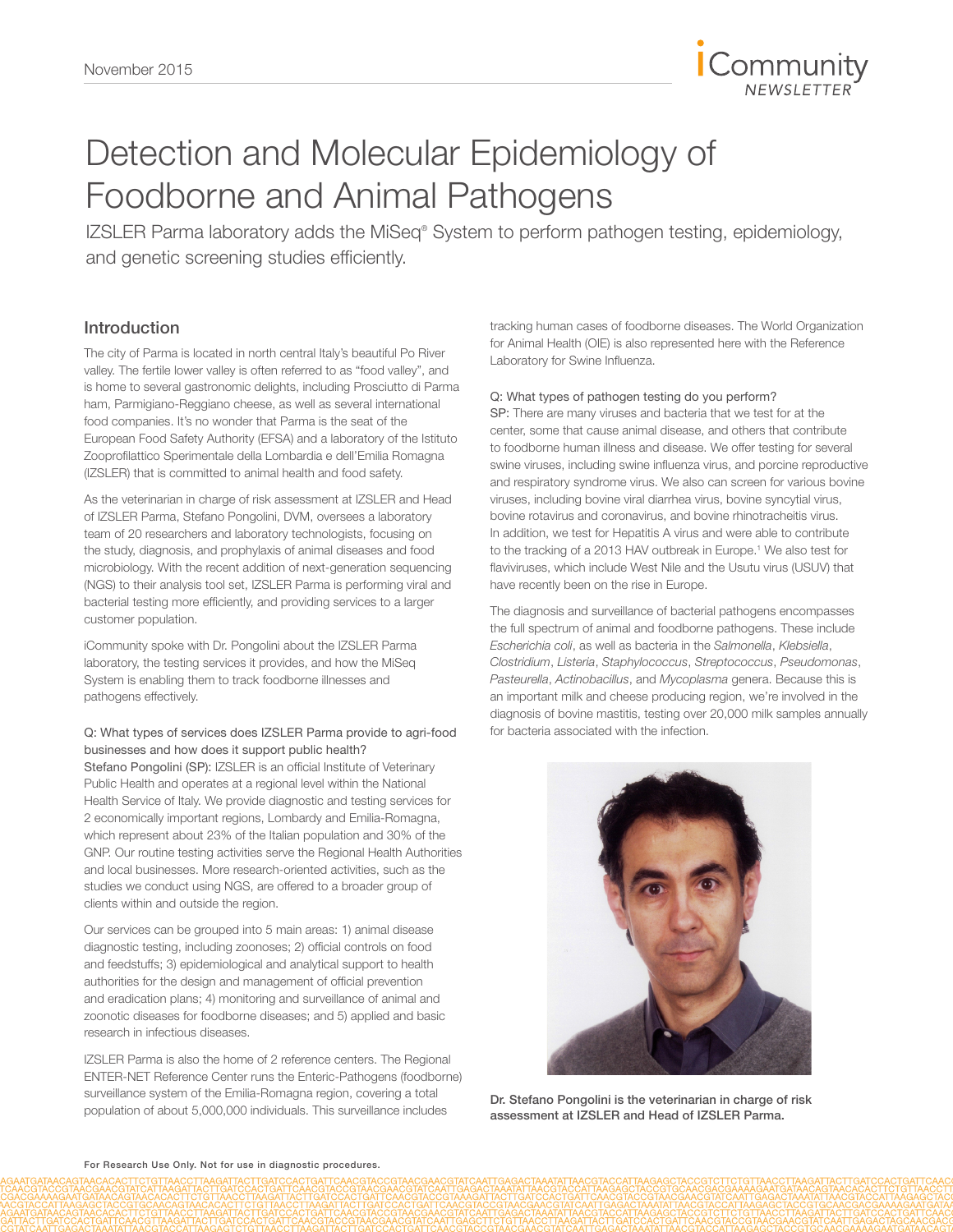# Detection and Molecular Epidemiology of Foodborne and Animal Pathogens

IZSLER Parma laboratory adds the MiSeq® System to perform pathogen testing, epidemiology, and genetic screening studies efficiently.

## Introduction

The city of Parma is located in north central Italy's beautiful Po River valley. The fertile lower valley is often referred to as "food valley", and is home to several gastronomic delights, including Prosciutto di Parma ham, Parmigiano-Reggiano cheese, as well as several international food companies. It's no wonder that Parma is the seat of the European Food Safety Authority (EFSA) and a laboratory of the Istituto Zooprofilattico Sperimentale della Lombardia e dell'Emilia Romagna (IZSLER) that is committed to animal health and food safety.

As the veterinarian in charge of risk assessment at IZSLER and Head of IZSLER Parma, Stefano Pongolini, DVM, oversees a laboratory team of 20 researchers and laboratory technologists, focusing on the study, diagnosis, and prophylaxis of animal diseases and food microbiology. With the recent addition of next-generation sequencing (NGS) to their analysis tool set, IZSLER Parma is performing viral and bacterial testing more efficiently, and providing services to a larger customer population.

iCommunity spoke with Dr. Pongolini about the IZSLER Parma laboratory, the testing services it provides, and how the MiSeq System is enabling them to track foodborne illnesses and pathogens effectively.

Q: What types of services does IZSLER Parma provide to agri-food businesses and how does it support public health?

Stefano Pongolini (SP): IZSLER is an official Institute of Veterinary Public Health and operates at a regional level within the National Health Service of Italy. We provide diagnostic and testing services for 2 economically important regions, Lombardy and Emilia-Romagna, which represent about 23% of the Italian population and 30% of the GNP. Our routine testing activities serve the Regional Health Authorities and local businesses. More research-oriented activities, such as the studies we conduct using NGS, are offered to a broader group of clients within and outside the region.

Our services can be grouped into 5 main areas: 1) animal disease diagnostic testing, including zoonoses; 2) official controls on food and feedstuffs; 3) epidemiological and analytical support to health authorities for the design and management of official prevention and eradication plans; 4) monitoring and surveillance of animal and zoonotic diseases for foodborne diseases; and 5) applied and basic research in infectious diseases.

IZSLER Parma is also the home of 2 reference centers. The Regional ENTER-NET Reference Center runs the Enteric-Pathogens (foodborne) surveillance system of the Emilia-Romagna region, covering a total population of about 5,000,000 individuals. This surveillance includes tracking human cases of foodborne diseases. The World Organization for Animal Health (OIE) is also represented here with the Reference Laboratory for Swine Influenza.

Q: What types of pathogen testing do you perform?

SP: There are many viruses and bacteria that we test for at the center, some that cause animal disease, and others that contribute to foodborne human illness and disease. We offer testing for several swine viruses, including swine influenza virus, and porcine reproductive and respiratory syndrome virus. We also can screen for various bovine viruses, including bovine viral diarrhea virus, bovine syncytial virus, bovine rotavirus and coronavirus, and bovine rhinotracheitis virus. In addition, we test for Hepatitis A virus and were able to contribute to the tracking of a 2013 HAV outbreak in Europe.[1] We also test for flaviviruses, which include West Nile and the Usutu virus (USUV) that have recently been on the rise in Europe.

The diagnosis and surveillance of bacterial pathogens encompasses the full spectrum of animal and foodborne pathogens. These include *Escherichia coli*, as well as bacteria in the *Salmonella*, *Klebsiella*, *Clostridium*, *Listeria*, *Staphylococcus*, *Streptococcus*, *Pseudomonas*, *Pasteurella*, *Actinobacillus*, and *Mycoplasma* genera. Because this is an important milk and cheese producing region, we're involved in the diagnosis of bovine mastitis, testing over 20,000 milk samples annually for bacteria associated with the infection.

**Dr. Stefano Pongolini is the veterinarian in charge of risk assessment at IZSLER and Head of IZSLER Parma.**

For Research Use Only. Not for use in diagnostic procedures.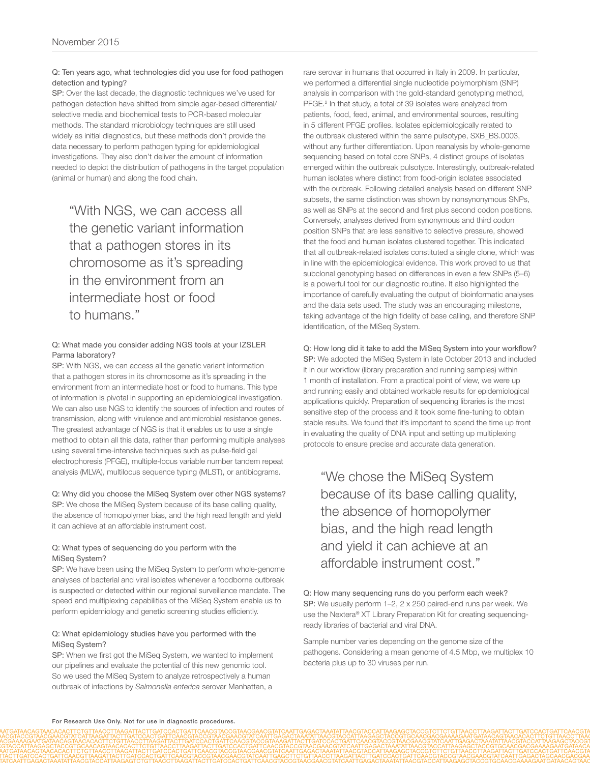**Q: Ten years ago, what technologies did you use for food pathogen detection and typing?**

SP: Over the last decade, the diagnostic techniques we've used for pathogen detection have shifted from simple agar-based differential/selective media and biochemical tests to PCR-based molecular methods. The standard microbiology techniques are still used widely as initial diagnostics, but these methods don't provide the data necessary to perform pathogen typing for epidemiological investigations. They also don't deliver the amount of information needed to depict the distribution of pathogens in the target population (animal or human) and along the food chain.

> "With NGS, we can access all the genetic variant information that a pathogen stores in its chromosome as it's spreading in the environment from an intermediate host or food to humans."

**Q: What made you consider adding NGS tools at your IZSLER Parma laboratory?**

SP: With NGS, we can access all the genetic variant information that a pathogen stores in its chromosome as it's spreading in the environment from an intermediate host or food to humans. This type of information is pivotal in supporting an epidemiological investigation. We can also use NGS to identify the sources of infection and routes of transmission, along with virulence and antimicrobial resistance genes. The greatest advantage of NGS is that it enables us to use a single method to obtain all this data, rather than performing multiple analyses using several time-intensive techniques such as pulse-field gel electrophoresis (PFGE), multiple-locus variable number tandem repeat analysis (MLVA), multilocus sequence typing (MLST), or antibiograms.

**Q: Why did you choose the MiSeq System over other NGS systems?**

SP: We chose the MiSeq System because of its base calling quality, the absence of homopolymer bias, and the high read length and yield it can achieve at an affordable instrument cost.

**Q: What types of sequencing do you perform with the MiSeq System?**

SP: We have been using the MiSeq System to perform whole-genome analyses of bacterial and viral isolates whenever a foodborne outbreak is suspected or detected within our regional surveillance mandate. The speed and multiplexing capabilities of the MiSeq System enable us to perform epidemiology and genetic screening studies efficiently.

**Q: What epidemiology studies have you performed with the MiSeq System?**

SP: When we first got the MiSeq System, we wanted to implement our pipelines and evaluate the potential of this new genomic tool. So we used the MiSeq System to analyze retrospectively a human outbreak of infections by *Salmonella enterica* serovar Manhattan, a rare serovar in humans that occurred in Italy in 2009. In particular, we performed a differential single nucleotide polymorphism (SNP) analysis in comparison with the gold-standard genotyping method, PFGE.[2] In that study, a total of 39 isolates were analyzed from patients, food, feed, animal, and environmental sources, resulting in 5 different PFGE profiles. Isolates epidemiologically related to the outbreak clustered within the same pulsotype, SXB_BS.0003, without any further differentiation. Upon reanalysis by whole-genome sequencing based on total core SNPs, 4 distinct groups of isolates emerged within the outbreak pulsotype. Interestingly, outbreak-related human isolates where distinct from food-origin isolates associated with the outbreak. Following detailed analysis based on different SNP subsets, the same distinction was shown by nonsynonymous SNPs, as well as SNPs at the second and first plus second codon positions. Conversely, analyses derived from synonymous and third codon position SNPs that are less sensitive to selective pressure, showed that the food and human isolates clustered together. This indicated that all outbreak-related isolates constituted a single clone, which was in line with the epidemiological evidence. This work proved to us that subclonal genotyping based on differences in even a few SNPs (5–6) is a powerful tool for our diagnostic routine. It also highlighted the importance of carefully evaluating the output of bioinformatic analyses and the data sets used. The study was an encouraging milestone, taking advantage of the high fidelity of base calling, and therefore SNP identification, of the MiSeq System.

**Q: How long did it take to add the MiSeq System into your workflow?**

SP: We adopted the MiSeq System in late October 2013 and included it in our workflow (library preparation and running samples) within 1 month of installation. From a practical point of view, we were up and running easily and obtained workable results for epidemiological applications quickly. Preparation of sequencing libraries is the most sensitive step of the process and it took some fine-tuning to obtain stable results. We found that it's important to spend the time up front in evaluating the quality of DNA input and setting up multiplexing protocols to ensure precise and accurate data generation.

> "We chose the MiSeq System because of its base calling quality, the absence of homopolymer bias, and the high read length and yield it can achieve at an affordable instrument cost."

**Q: How many sequencing runs do you perform each week?**

SP: We usually perform 1–2, 2 x 250 paired-end runs per week. We use the Nextera® XT Library Preparation Kit for creating sequencing-ready libraries of bacterial and viral DNA.

Sample number varies depending on the genome size of the pathogens. Considering a mean genome of 4.5 Mbp, we multiplex 10 bacteria plus up to 30 viruses per run.

For Research Use Only. Not for use in diagnostic procedures.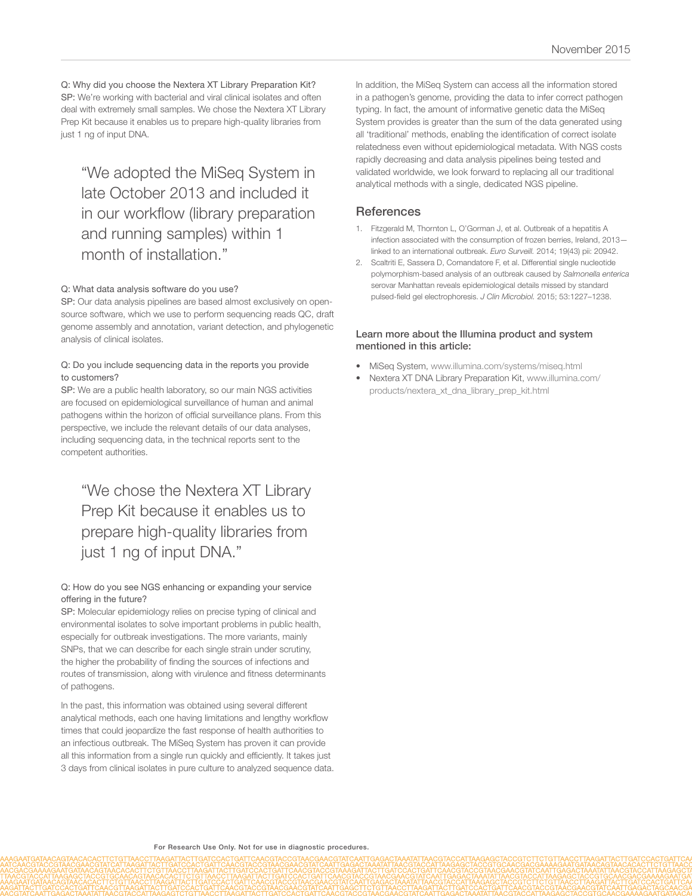Q: Why did you choose the Nextera XT Library Preparation Kit?
SP: We're working with bacterial and viral clinical isolates and often deal with extremely small samples. We chose the Nextera XT Library Prep Kit because it enables us to prepare high-quality libraries from just 1 ng of input DNA.

> "We adopted the MiSeq System in late October 2013 and included it in our workflow (library preparation and running samples) within 1 month of installation."

Q: What data analysis software do you use?
SP: Our data analysis pipelines are based almost exclusively on open-source software, which we use to perform sequencing reads QC, draft genome assembly and annotation, variant detection, and phylogenetic analysis of clinical isolates.

Q: Do you include sequencing data in the reports you provide to customers?
SP: We are a public health laboratory, so our main NGS activities are focused on epidemiological surveillance of human and animal pathogens within the horizon of official surveillance plans. From this perspective, we include the relevant details of our data analyses, including sequencing data, in the technical reports sent to the competent authorities.

> "We chose the Nextera XT Library Prep Kit because it enables us to prepare high-quality libraries from just 1 ng of input DNA."

Q: How do you see NGS enhancing or expanding your service offering in the future?
SP: Molecular epidemiology relies on precise typing of clinical and environmental isolates to solve important problems in public health, especially for outbreak investigations. The more variants, mainly SNPs, that we can describe for each single strain under scrutiny, the higher the probability of finding the sources of infections and routes of transmission, along with virulence and fitness determinants of pathogens.

In the past, this information was obtained using several different analytical methods, each one having limitations and lengthy workflow times that could jeopardize the fast response of health authorities to an infectious outbreak. The MiSeq System has proven it can provide all this information from a single run quickly and efficiently. It takes just 3 days from clinical isolates in pure culture to analyzed sequence data.

In addition, the MiSeq System can access all the information stored in a pathogen's genome, providing the data to infer correct pathogen typing. In fact, the amount of informative genetic data the MiSeq System provides is greater than the sum of the data generated using all 'traditional' methods, enabling the identification of correct isolate relatedness even without epidemiological metadata. With NGS costs rapidly decreasing and data analysis pipelines being tested and validated worldwide, we look forward to replacing all our traditional analytical methods with a single, dedicated NGS pipeline.

## References

1. Fitzgerald M, Thornton L, O'Gorman J, et al. Outbreak of a hepatitis A infection associated with the consumption of frozen berries, Ireland, 2013—linked to an international outbreak. *Euro Surveill.* 2014; 19(43) pii: 20942.
2. Scaltriti E, Sassera D, Comandatore F, et al. Differential single nucleotide polymorphism-based analysis of an outbreak caused by *Salmonella enterica* serovar Manhattan reveals epidemiological details missed by standard pulsed-field gel electrophoresis. *J Clin Microbiol.* 2015; 53:1227–1238.

### Learn more about the Illumina product and system mentioned in this article:

- MiSeq System, www.illumina.com/systems/miseq.html
- Nextera XT DNA Library Preparation Kit, www.illumina.com/products/nextera_xt_dna_library_prep_kit.html

For Research Use Only. Not for use in diagnostic procedures.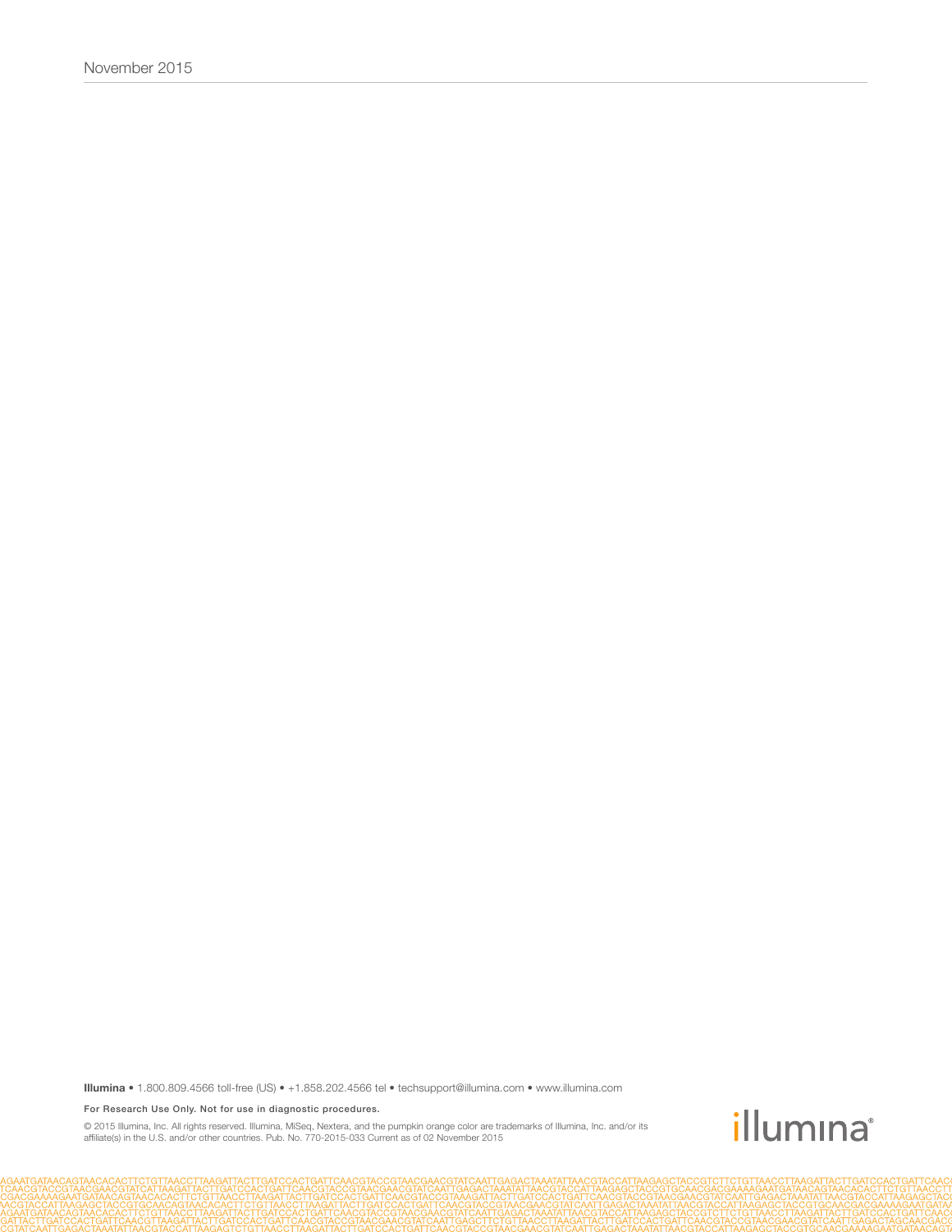November 2015

**Illumina** • 1.800.809.4566 toll-free (US) • +1.858.202.4566 tel • techsupport@illumina.com • www.illumina.com

For Research Use Only. Not for use in diagnostic procedures.

© 2015 Illumina, Inc. All rights reserved. Illumina, MiSeq, Nextera, and the pumpkin orange color are trademarks of Illumina, Inc. and/or its affiliate(s) in the U.S. and/or other countries. Pub. No. 770-2015-033 Current as of 02 November 2015